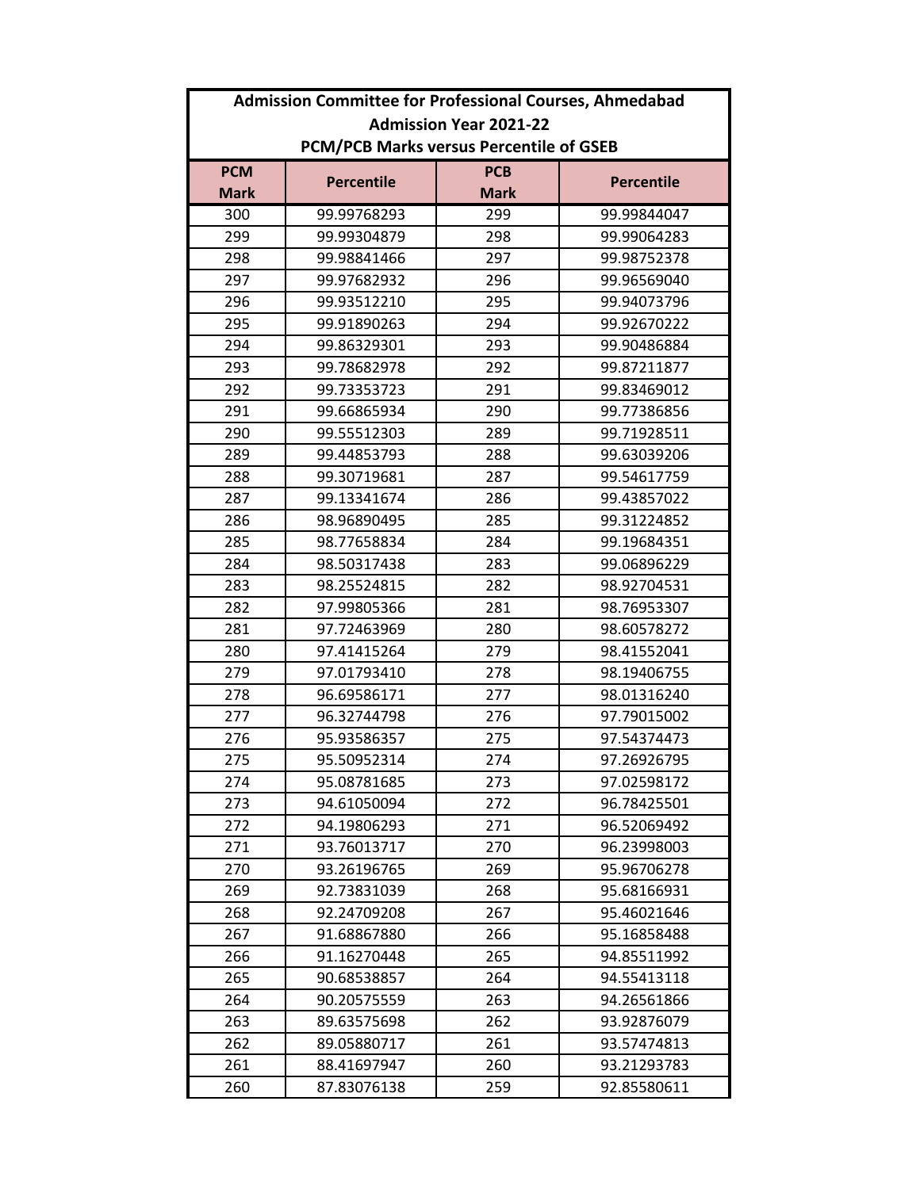**Admission Committee for Professional Courses, Ahmedabad**

**Admission Year 2021-22**

**PCM/PCB Marks versus Percentile of GSEB**

| PCM Mark | Percentile | PCB Mark | Percentile |
|---|---|---|---|
| 300 | 99.99768293 | 299 | 99.99844047 |
| 299 | 99.99304879 | 298 | 99.99064283 |
| 298 | 99.98841466 | 297 | 99.98752378 |
| 297 | 99.97682932 | 296 | 99.96569040 |
| 296 | 99.93512210 | 295 | 99.94073796 |
| 295 | 99.91890263 | 294 | 99.92670222 |
| 294 | 99.86329301 | 293 | 99.90486884 |
| 293 | 99.78682978 | 292 | 99.87211877 |
| 292 | 99.73353723 | 291 | 99.83469012 |
| 291 | 99.66865934 | 290 | 99.77386856 |
| 290 | 99.55512303 | 289 | 99.71928511 |
| 289 | 99.44853793 | 288 | 99.63039206 |
| 288 | 99.30719681 | 287 | 99.54617759 |
| 287 | 99.13341674 | 286 | 99.43857022 |
| 286 | 98.96890495 | 285 | 99.31224852 |
| 285 | 98.77658834 | 284 | 99.19684351 |
| 284 | 98.50317438 | 283 | 99.06896229 |
| 283 | 98.25524815 | 282 | 98.92704531 |
| 282 | 97.99805366 | 281 | 98.76953307 |
| 281 | 97.72463969 | 280 | 98.60578272 |
| 280 | 97.41415264 | 279 | 98.41552041 |
| 279 | 97.01793410 | 278 | 98.19406755 |
| 278 | 96.69586171 | 277 | 98.01316240 |
| 277 | 96.32744798 | 276 | 97.79015002 |
| 276 | 95.93586357 | 275 | 97.54374473 |
| 275 | 95.50952314 | 274 | 97.26926795 |
| 274 | 95.08781685 | 273 | 97.02598172 |
| 273 | 94.61050094 | 272 | 96.78425501 |
| 272 | 94.19806293 | 271 | 96.52069492 |
| 271 | 93.76013717 | 270 | 96.23998003 |
| 270 | 93.26196765 | 269 | 95.96706278 |
| 269 | 92.73831039 | 268 | 95.68166931 |
| 268 | 92.24709208 | 267 | 95.46021646 |
| 267 | 91.68867880 | 266 | 95.16858488 |
| 266 | 91.16270448 | 265 | 94.85511992 |
| 265 | 90.68538857 | 264 | 94.55413118 |
| 264 | 90.20575559 | 263 | 94.26561866 |
| 263 | 89.63575698 | 262 | 93.92876079 |
| 262 | 89.05880717 | 261 | 93.57474813 |
| 261 | 88.41697947 | 260 | 93.21293783 |
| 260 | 87.83076138 | 259 | 92.85580611 |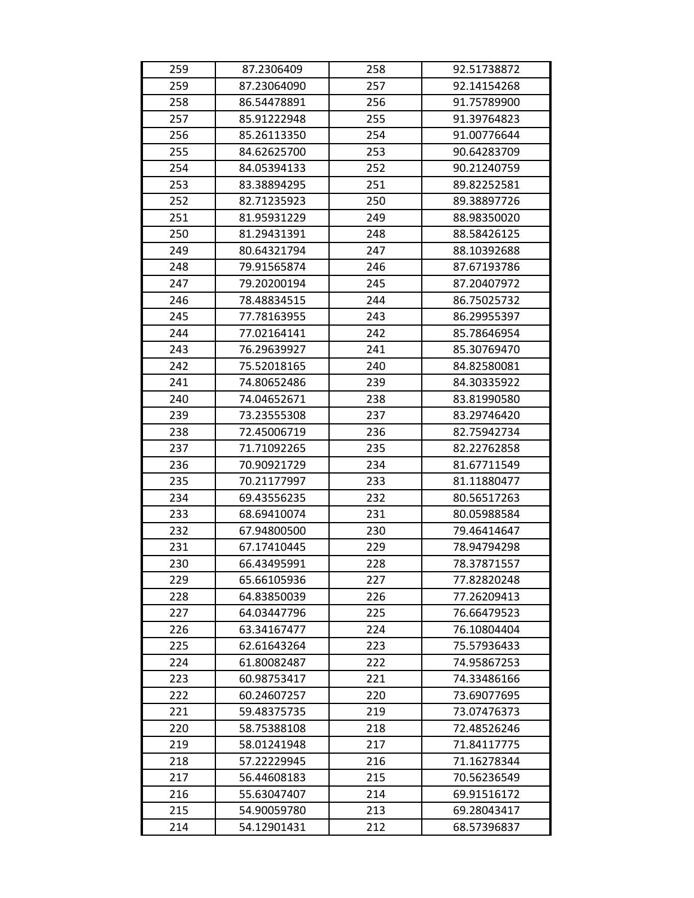| | | | |
|---|---|---|---|
| 259 | 87.2306409 | 258 | 92.51738872 |
| 259 | 87.23064090 | 257 | 92.14154268 |
| 258 | 86.54478891 | 256 | 91.75789900 |
| 257 | 85.91222948 | 255 | 91.39764823 |
| 256 | 85.26113350 | 254 | 91.00776644 |
| 255 | 84.62625700 | 253 | 90.64283709 |
| 254 | 84.05394133 | 252 | 90.21240759 |
| 253 | 83.38894295 | 251 | 89.82252581 |
| 252 | 82.71235923 | 250 | 89.38897726 |
| 251 | 81.95931229 | 249 | 88.98350020 |
| 250 | 81.29431391 | 248 | 88.58426125 |
| 249 | 80.64321794 | 247 | 88.10392688 |
| 248 | 79.91565874 | 246 | 87.67193786 |
| 247 | 79.20200194 | 245 | 87.20407972 |
| 246 | 78.48834515 | 244 | 86.75025732 |
| 245 | 77.78163955 | 243 | 86.29955397 |
| 244 | 77.02164141 | 242 | 85.78646954 |
| 243 | 76.29639927 | 241 | 85.30769470 |
| 242 | 75.52018165 | 240 | 84.82580081 |
| 241 | 74.80652486 | 239 | 84.30335922 |
| 240 | 74.04652671 | 238 | 83.81990580 |
| 239 | 73.23555308 | 237 | 83.29746420 |
| 238 | 72.45006719 | 236 | 82.75942734 |
| 237 | 71.71092265 | 235 | 82.22762858 |
| 236 | 70.90921729 | 234 | 81.67711549 |
| 235 | 70.21177997 | 233 | 81.11880477 |
| 234 | 69.43556235 | 232 | 80.56517263 |
| 233 | 68.69410074 | 231 | 80.05988584 |
| 232 | 67.94800500 | 230 | 79.46414647 |
| 231 | 67.17410445 | 229 | 78.94794298 |
| 230 | 66.43495991 | 228 | 78.37871557 |
| 229 | 65.66105936 | 227 | 77.82820248 |
| 228 | 64.83850039 | 226 | 77.26209413 |
| 227 | 64.03447796 | 225 | 76.66479523 |
| 226 | 63.34167477 | 224 | 76.10804404 |
| 225 | 62.61643264 | 223 | 75.57936433 |
| 224 | 61.80082487 | 222 | 74.95867253 |
| 223 | 60.98753417 | 221 | 74.33486166 |
| 222 | 60.24607257 | 220 | 73.69077695 |
| 221 | 59.48375735 | 219 | 73.07476373 |
| 220 | 58.75388108 | 218 | 72.48526246 |
| 219 | 58.01241948 | 217 | 71.84117775 |
| 218 | 57.22229945 | 216 | 71.16278344 |
| 217 | 56.44608183 | 215 | 70.56236549 |
| 216 | 55.63047407 | 214 | 69.91516172 |
| 215 | 54.90059780 | 213 | 69.28043417 |
| 214 | 54.12901431 | 212 | 68.57396837 |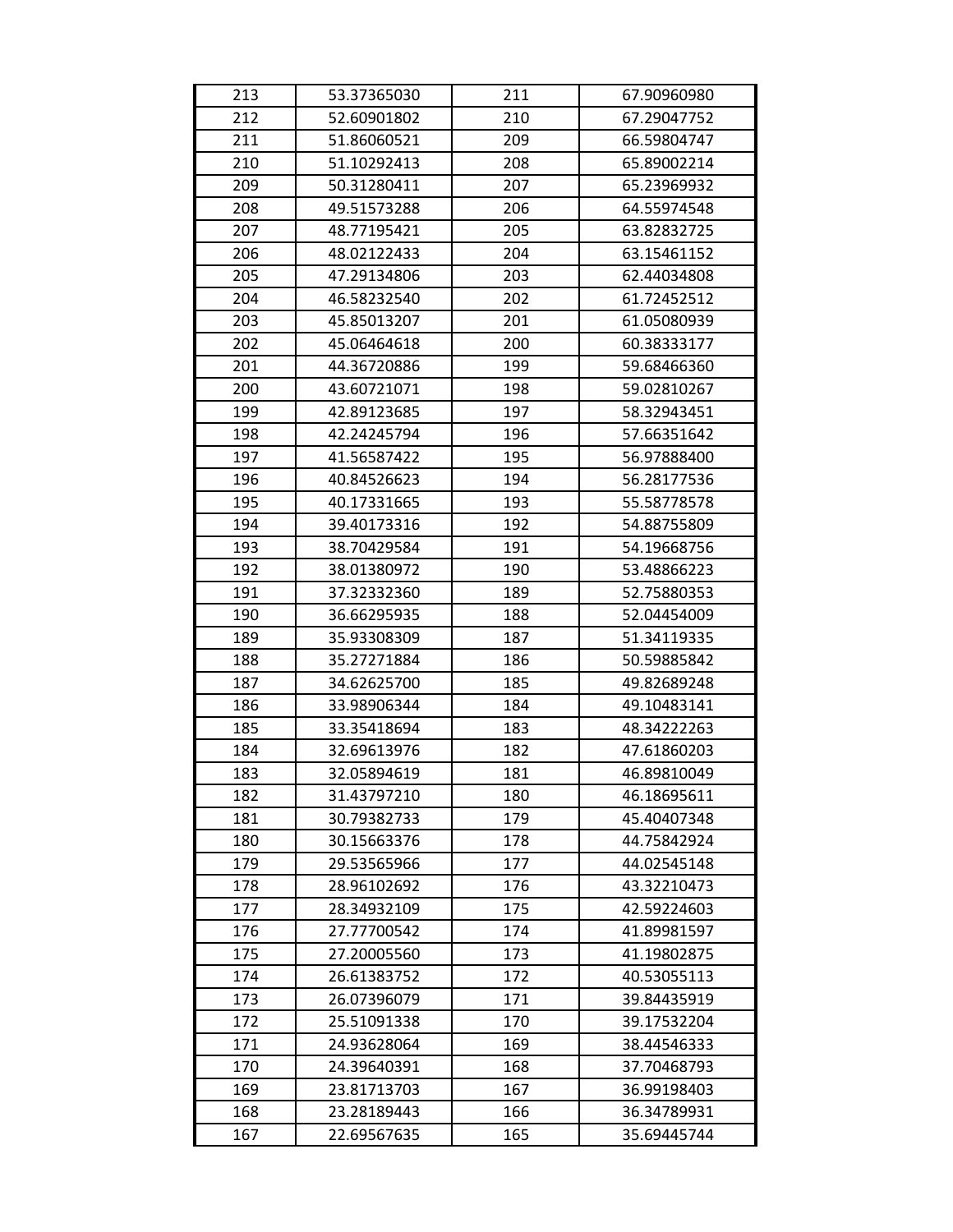| 213 | 53.37365030 | 211 | 67.90960980 |
|---|---|---|---|
| 212 | 52.60901802 | 210 | 67.29047752 |
| 211 | 51.86060521 | 209 | 66.59804747 |
| 210 | 51.10292413 | 208 | 65.89002214 |
| 209 | 50.31280411 | 207 | 65.23969932 |
| 208 | 49.51573288 | 206 | 64.55974548 |
| 207 | 48.77195421 | 205 | 63.82832725 |
| 206 | 48.02122433 | 204 | 63.15461152 |
| 205 | 47.29134806 | 203 | 62.44034808 |
| 204 | 46.58232540 | 202 | 61.72452512 |
| 203 | 45.85013207 | 201 | 61.05080939 |
| 202 | 45.06464618 | 200 | 60.38333177 |
| 201 | 44.36720886 | 199 | 59.68466360 |
| 200 | 43.60721071 | 198 | 59.02810267 |
| 199 | 42.89123685 | 197 | 58.32943451 |
| 198 | 42.24245794 | 196 | 57.66351642 |
| 197 | 41.56587422 | 195 | 56.97888400 |
| 196 | 40.84526623 | 194 | 56.28177536 |
| 195 | 40.17331665 | 193 | 55.58778578 |
| 194 | 39.40173316 | 192 | 54.88755809 |
| 193 | 38.70429584 | 191 | 54.19668756 |
| 192 | 38.01380972 | 190 | 53.48866223 |
| 191 | 37.32332360 | 189 | 52.75880353 |
| 190 | 36.66295935 | 188 | 52.04454009 |
| 189 | 35.93308309 | 187 | 51.34119335 |
| 188 | 35.27271884 | 186 | 50.59885842 |
| 187 | 34.62625700 | 185 | 49.82689248 |
| 186 | 33.98906344 | 184 | 49.10483141 |
| 185 | 33.35418694 | 183 | 48.34222263 |
| 184 | 32.69613976 | 182 | 47.61860203 |
| 183 | 32.05894619 | 181 | 46.89810049 |
| 182 | 31.43797210 | 180 | 46.18695611 |
| 181 | 30.79382733 | 179 | 45.40407348 |
| 180 | 30.15663376 | 178 | 44.75842924 |
| 179 | 29.53565966 | 177 | 44.02545148 |
| 178 | 28.96102692 | 176 | 43.32210473 |
| 177 | 28.34932109 | 175 | 42.59224603 |
| 176 | 27.77700542 | 174 | 41.89981597 |
| 175 | 27.20005560 | 173 | 41.19802875 |
| 174 | 26.61383752 | 172 | 40.53055113 |
| 173 | 26.07396079 | 171 | 39.84435919 |
| 172 | 25.51091338 | 170 | 39.17532204 |
| 171 | 24.93628064 | 169 | 38.44546333 |
| 170 | 24.39640391 | 168 | 37.70468793 |
| 169 | 23.81713703 | 167 | 36.99198403 |
| 168 | 23.28189443 | 166 | 36.34789931 |
| 167 | 22.69567635 | 165 | 35.69445744 |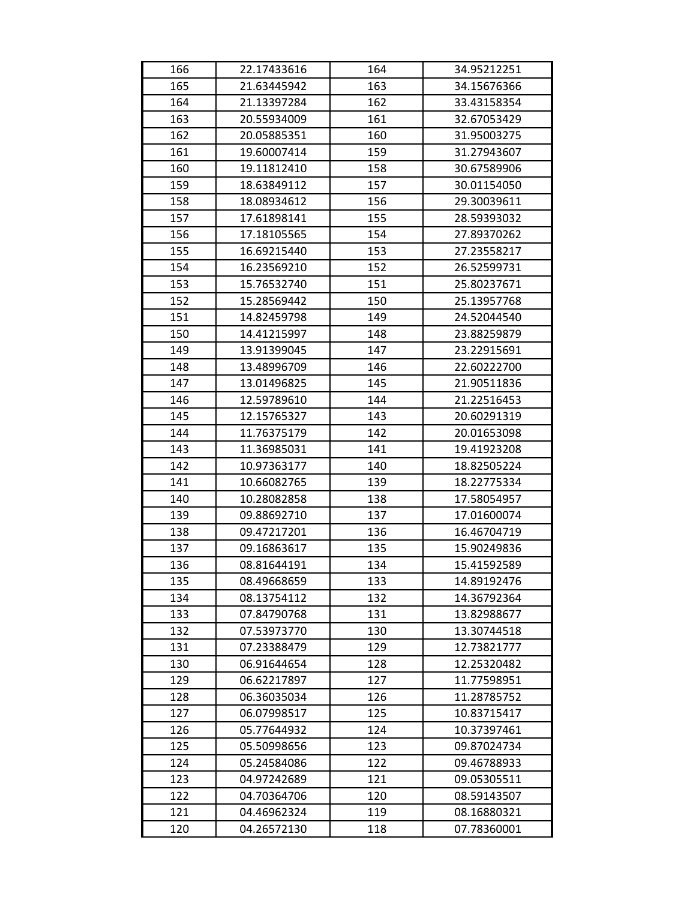| 166 | 22.17433616 | 164 | 34.95212251 |
|---|---|---|---|
| 165 | 21.63445942 | 163 | 34.15676366 |
| 164 | 21.13397284 | 162 | 33.43158354 |
| 163 | 20.55934009 | 161 | 32.67053429 |
| 162 | 20.05885351 | 160 | 31.95003275 |
| 161 | 19.60007414 | 159 | 31.27943607 |
| 160 | 19.11812410 | 158 | 30.67589906 |
| 159 | 18.63849112 | 157 | 30.01154050 |
| 158 | 18.08934612 | 156 | 29.30039611 |
| 157 | 17.61898141 | 155 | 28.59393032 |
| 156 | 17.18105565 | 154 | 27.89370262 |
| 155 | 16.69215440 | 153 | 27.23558217 |
| 154 | 16.23569210 | 152 | 26.52599731 |
| 153 | 15.76532740 | 151 | 25.80237671 |
| 152 | 15.28569442 | 150 | 25.13957768 |
| 151 | 14.82459798 | 149 | 24.52044540 |
| 150 | 14.41215997 | 148 | 23.88259879 |
| 149 | 13.91399045 | 147 | 23.22915691 |
| 148 | 13.48996709 | 146 | 22.60222700 |
| 147 | 13.01496825 | 145 | 21.90511836 |
| 146 | 12.59789610 | 144 | 21.22516453 |
| 145 | 12.15765327 | 143 | 20.60291319 |
| 144 | 11.76375179 | 142 | 20.01653098 |
| 143 | 11.36985031 | 141 | 19.41923208 |
| 142 | 10.97363177 | 140 | 18.82505224 |
| 141 | 10.66082765 | 139 | 18.22775334 |
| 140 | 10.28082858 | 138 | 17.58054957 |
| 139 | 09.88692710 | 137 | 17.01600074 |
| 138 | 09.47217201 | 136 | 16.46704719 |
| 137 | 09.16863617 | 135 | 15.90249836 |
| 136 | 08.81644191 | 134 | 15.41592589 |
| 135 | 08.49668659 | 133 | 14.89192476 |
| 134 | 08.13754112 | 132 | 14.36792364 |
| 133 | 07.84790768 | 131 | 13.82988677 |
| 132 | 07.53973770 | 130 | 13.30744518 |
| 131 | 07.23388479 | 129 | 12.73821777 |
| 130 | 06.91644654 | 128 | 12.25320482 |
| 129 | 06.62217897 | 127 | 11.77598951 |
| 128 | 06.36035034 | 126 | 11.28785752 |
| 127 | 06.07998517 | 125 | 10.83715417 |
| 126 | 05.77644932 | 124 | 10.37397461 |
| 125 | 05.50998656 | 123 | 09.87024734 |
| 124 | 05.24584086 | 122 | 09.46788933 |
| 123 | 04.97242689 | 121 | 09.05305511 |
| 122 | 04.70364706 | 120 | 08.59143507 |
| 121 | 04.46962324 | 119 | 08.16880321 |
| 120 | 04.26572130 | 118 | 07.78360001 |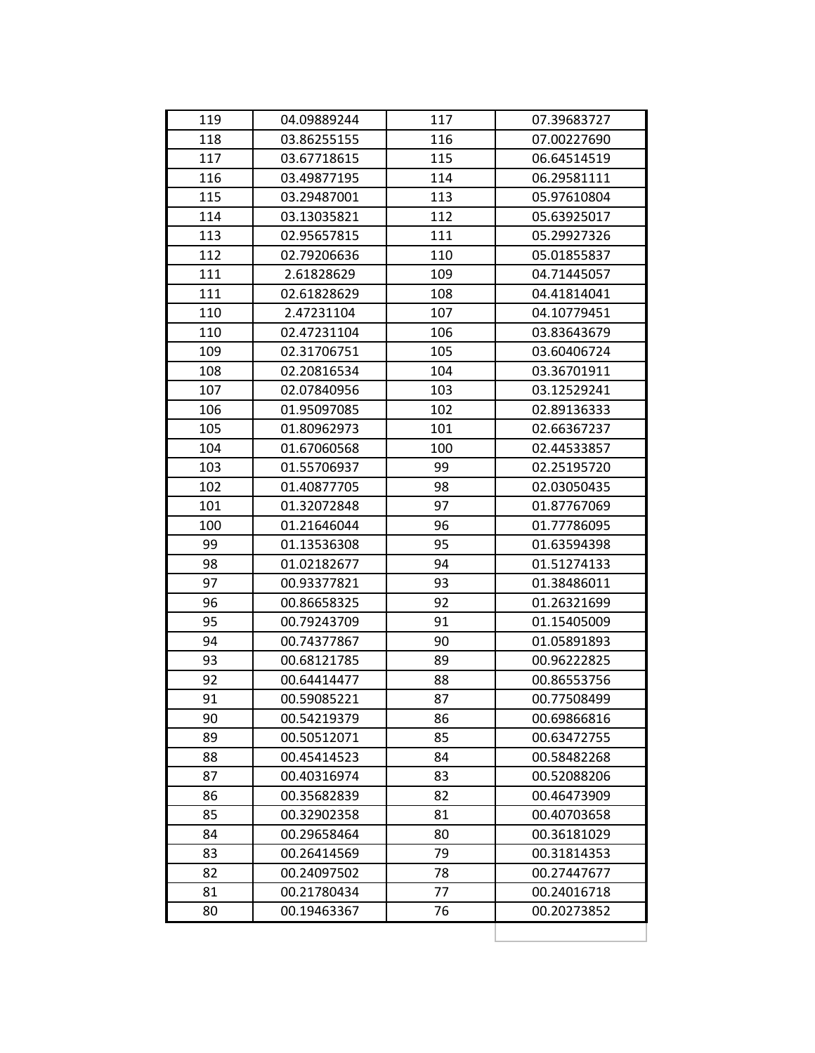| | | | |
|---|---|---|---|
| 119 | 04.09889244 | 117 | 07.39683727 |
| 118 | 03.86255155 | 116 | 07.00227690 |
| 117 | 03.67718615 | 115 | 06.64514519 |
| 116 | 03.49877195 | 114 | 06.29581111 |
| 115 | 03.29487001 | 113 | 05.97610804 |
| 114 | 03.13035821 | 112 | 05.63925017 |
| 113 | 02.95657815 | 111 | 05.29927326 |
| 112 | 02.79206636 | 110 | 05.01855837 |
| 111 | 2.61828629 | 109 | 04.71445057 |
| 111 | 02.61828629 | 108 | 04.41814041 |
| 110 | 2.47231104 | 107 | 04.10779451 |
| 110 | 02.47231104 | 106 | 03.83643679 |
| 109 | 02.31706751 | 105 | 03.60406724 |
| 108 | 02.20816534 | 104 | 03.36701911 |
| 107 | 02.07840956 | 103 | 03.12529241 |
| 106 | 01.95097085 | 102 | 02.89136333 |
| 105 | 01.80962973 | 101 | 02.66367237 |
| 104 | 01.67060568 | 100 | 02.44533857 |
| 103 | 01.55706937 | 99 | 02.25195720 |
| 102 | 01.40877705 | 98 | 02.03050435 |
| 101 | 01.32072848 | 97 | 01.87767069 |
| 100 | 01.21646044 | 96 | 01.77786095 |
| 99 | 01.13536308 | 95 | 01.63594398 |
| 98 | 01.02182677 | 94 | 01.51274133 |
| 97 | 00.93377821 | 93 | 01.38486011 |
| 96 | 00.86658325 | 92 | 01.26321699 |
| 95 | 00.79243709 | 91 | 01.15405009 |
| 94 | 00.74377867 | 90 | 01.05891893 |
| 93 | 00.68121785 | 89 | 00.96222825 |
| 92 | 00.64414477 | 88 | 00.86553756 |
| 91 | 00.59085221 | 87 | 00.77508499 |
| 90 | 00.54219379 | 86 | 00.69866816 |
| 89 | 00.50512071 | 85 | 00.63472755 |
| 88 | 00.45414523 | 84 | 00.58482268 |
| 87 | 00.40316974 | 83 | 00.52088206 |
| 86 | 00.35682839 | 82 | 00.46473909 |
| 85 | 00.32902358 | 81 | 00.40703658 |
| 84 | 00.29658464 | 80 | 00.36181029 |
| 83 | 00.26414569 | 79 | 00.31814353 |
| 82 | 00.24097502 | 78 | 00.27447677 |
| 81 | 00.21780434 | 77 | 00.24016718 |
| 80 | 00.19463367 | 76 | 00.20273852 |